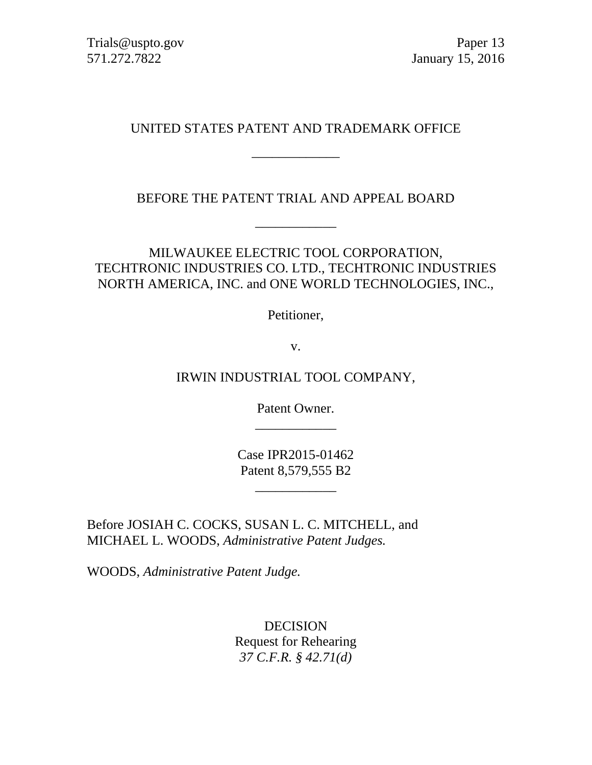Trials@uspto.gov
571.272.7822

Paper 13
January 15, 2016

UNITED STATES PATENT AND TRADEMARK OFFICE

____________

BEFORE THE PATENT TRIAL AND APPEAL BOARD

____________

MILWAUKEE ELECTRIC TOOL CORPORATION, TECHTRONIC INDUSTRIES CO. LTD., TECHTRONIC INDUSTRIES NORTH AMERICA, INC. and ONE WORLD TECHNOLOGIES, INC.,

Petitioner,

v.

IRWIN INDUSTRIAL TOOL COMPANY,

Patent Owner.

____________

Case IPR2015-01462
Patent 8,579,555 B2

____________

Before JOSIAH C. COCKS, SUSAN L. C. MITCHELL, and MICHAEL L. WOODS, *Administrative Patent Judges.*

WOODS, *Administrative Patent Judge.*

DECISION
Request for Rehearing
*37 C.F.R. § 42.71(d)*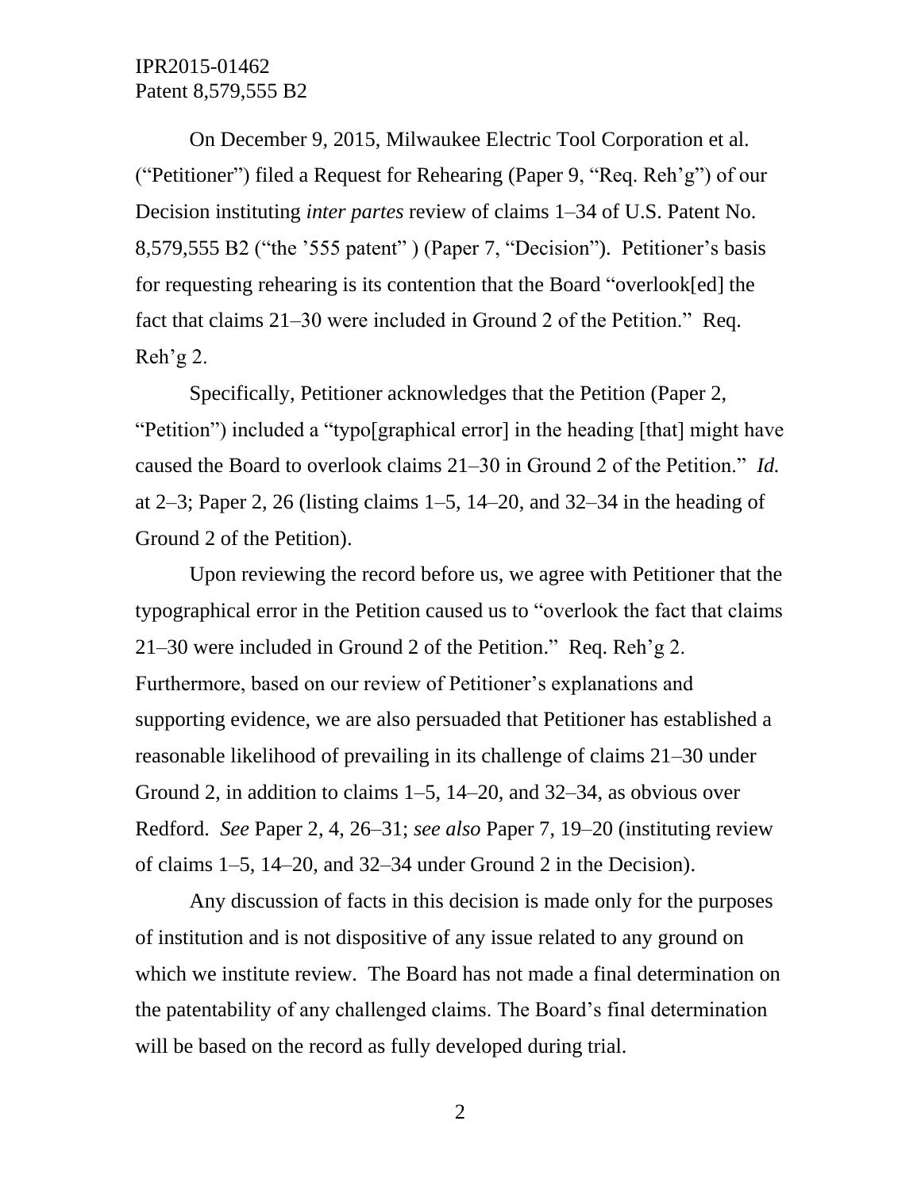On December 9, 2015, Milwaukee Electric Tool Corporation et al. ("Petitioner") filed a Request for Rehearing (Paper 9, "Req. Reh'g") of our Decision instituting *inter partes* review of claims 1–34 of U.S. Patent No. 8,579,555 B2 ("the '555 patent" ) (Paper 7, "Decision"). Petitioner's basis for requesting rehearing is its contention that the Board "overlook[ed] the fact that claims 21–30 were included in Ground 2 of the Petition." Req. Reh'g 2.

Specifically, Petitioner acknowledges that the Petition (Paper 2, "Petition") included a "typo[graphical error] in the heading [that] might have caused the Board to overlook claims 21–30 in Ground 2 of the Petition." *Id.* at 2–3; Paper 2, 26 (listing claims 1–5, 14–20, and 32–34 in the heading of Ground 2 of the Petition).

Upon reviewing the record before us, we agree with Petitioner that the typographical error in the Petition caused us to "overlook the fact that claims 21–30 were included in Ground 2 of the Petition." Req. Reh'g 2. Furthermore, based on our review of Petitioner's explanations and supporting evidence, we are also persuaded that Petitioner has established a reasonable likelihood of prevailing in its challenge of claims 21–30 under Ground 2, in addition to claims 1–5, 14–20, and 32–34, as obvious over Redford. *See* Paper 2, 4, 26–31; *see also* Paper 7, 19–20 (instituting review of claims 1–5, 14–20, and 32–34 under Ground 2 in the Decision).

Any discussion of facts in this decision is made only for the purposes of institution and is not dispositive of any issue related to any ground on which we institute review. The Board has not made a final determination on the patentability of any challenged claims. The Board's final determination will be based on the record as fully developed during trial.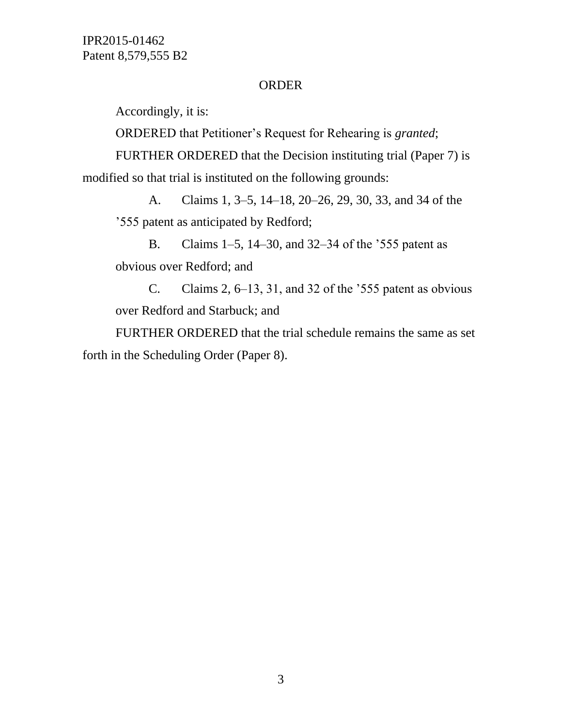## ORDER

Accordingly, it is:

ORDERED that Petitioner's Request for Rehearing is *granted*;

FURTHER ORDERED that the Decision instituting trial (Paper 7) is modified so that trial is instituted on the following grounds:

A. Claims 1, 3–5, 14–18, 20–26, 29, 30, 33, and 34 of the '555 patent as anticipated by Redford;

B. Claims 1–5, 14–30, and 32–34 of the '555 patent as obvious over Redford; and

C. Claims 2, 6–13, 31, and 32 of the '555 patent as obvious over Redford and Starbuck; and

FURTHER ORDERED that the trial schedule remains the same as set forth in the Scheduling Order (Paper 8).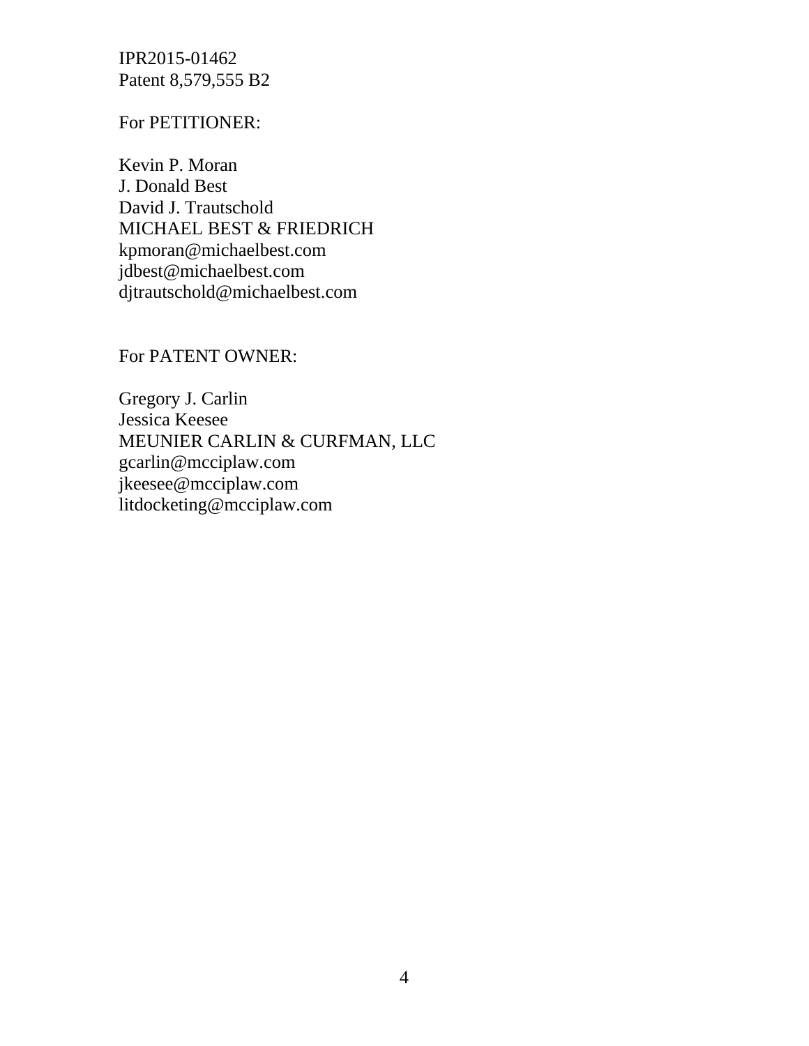For PETITIONER:

Kevin P. Moran
J. Donald Best
David J. Trautschold
MICHAEL BEST & FRIEDRICH
kpmoran@michaelbest.com
jdbest@michaelbest.com
djtrautschold@michaelbest.com

For PATENT OWNER:

Gregory J. Carlin
Jessica Keesee
MEUNIER CARLIN & CURFMAN, LLC
gcarlin@mcciplaw.com
jkeesee@mcciplaw.com
litdocketing@mcciplaw.com